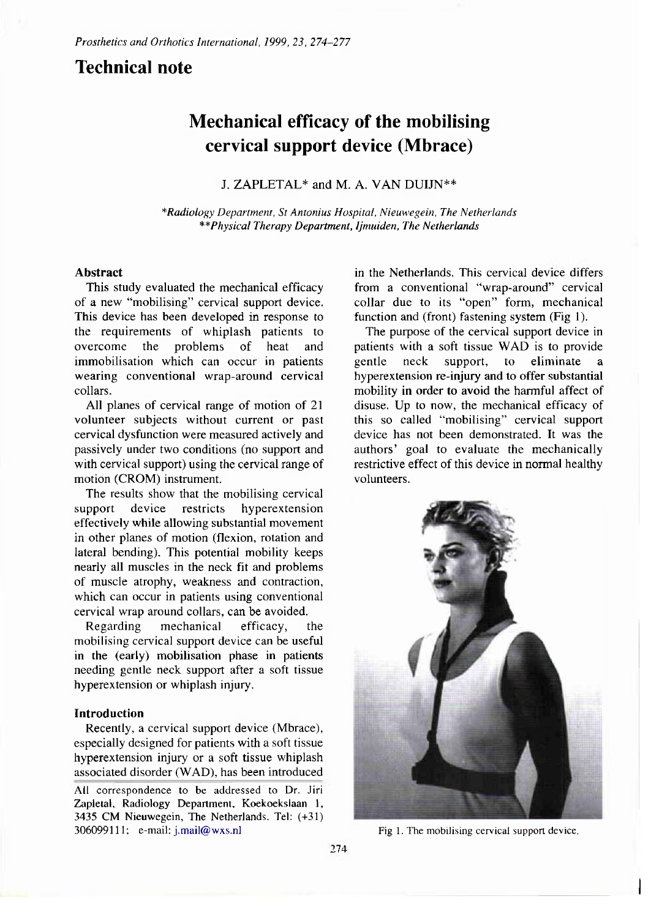## Technical note

# Mechanical efficacy of the mobilising cervical support device (Mbrace)

J. ZAPLETAL* and M. A. VAN DUIJN**

*\*Radiology Department, St Antonius Hospital, Nieuwegein, The Netherlands*
*\*\*Physical Therapy Department, Ijmuiden, The Netherlands*

### Abstract

This study evaluated the mechanical efficacy of a new "mobilising" cervical support device. This device has been developed in response to the requirements of whiplash patients to overcome the problems of heat and immobilisation which can occur in patients wearing conventional wrap-around cervical collars.

All planes of cervical range of motion of 21 volunteer subjects without current or past cervical dysfunction were measured actively and passively under two conditions (no support and with cervical support) using the cervical range of motion (CROM) instrument.

The results show that the mobilising cervical support device restricts hyperextension effectively while allowing substantial movement in other planes of motion (flexion, rotation and lateral bending). This potential mobility keeps nearly all muscles in the neck fit and problems of muscle atrophy, weakness and contraction, which can occur in patients using conventional cervical wrap around collars, can be avoided.

Regarding mechanical efficacy, the mobilising cervical support device can be useful in the (early) mobilisation phase in patients needing gentle neck support after a soft tissue hyperextension or whiplash injury.

### Introduction

Recently, a cervical support device (Mbrace), especially designed for patients with a soft tissue hyperextension injury or a soft tissue whiplash associated disorder (WAD), has been introduced in the Netherlands. This cervical device differs from a conventional "wrap-around" cervical collar due to its "open" form, mechanical function and (front) fastening system (Fig 1).

The purpose of the cervical support device in patients with a soft tissue WAD is to provide gentle neck support, to eliminate a hyperextension re-injury and to offer substantial mobility in order to avoid the harmful affect of disuse. Up to now, the mechanical efficacy of this so called "mobilising" cervical support device has not been demonstrated. It was the authors' goal to evaluate the mechanically restrictive effect of this device in normal healthy volunteers.

Fig 1. The mobilising cervical support device.

All correspondence to be addressed to Dr. Jiri Zapletal, Radiology Department, Koekoekslaan 1, 3435 CM Nieuwegein, The Netherlands. Tel: (+31) 306099111; e-mail: j.mail@wxs.nl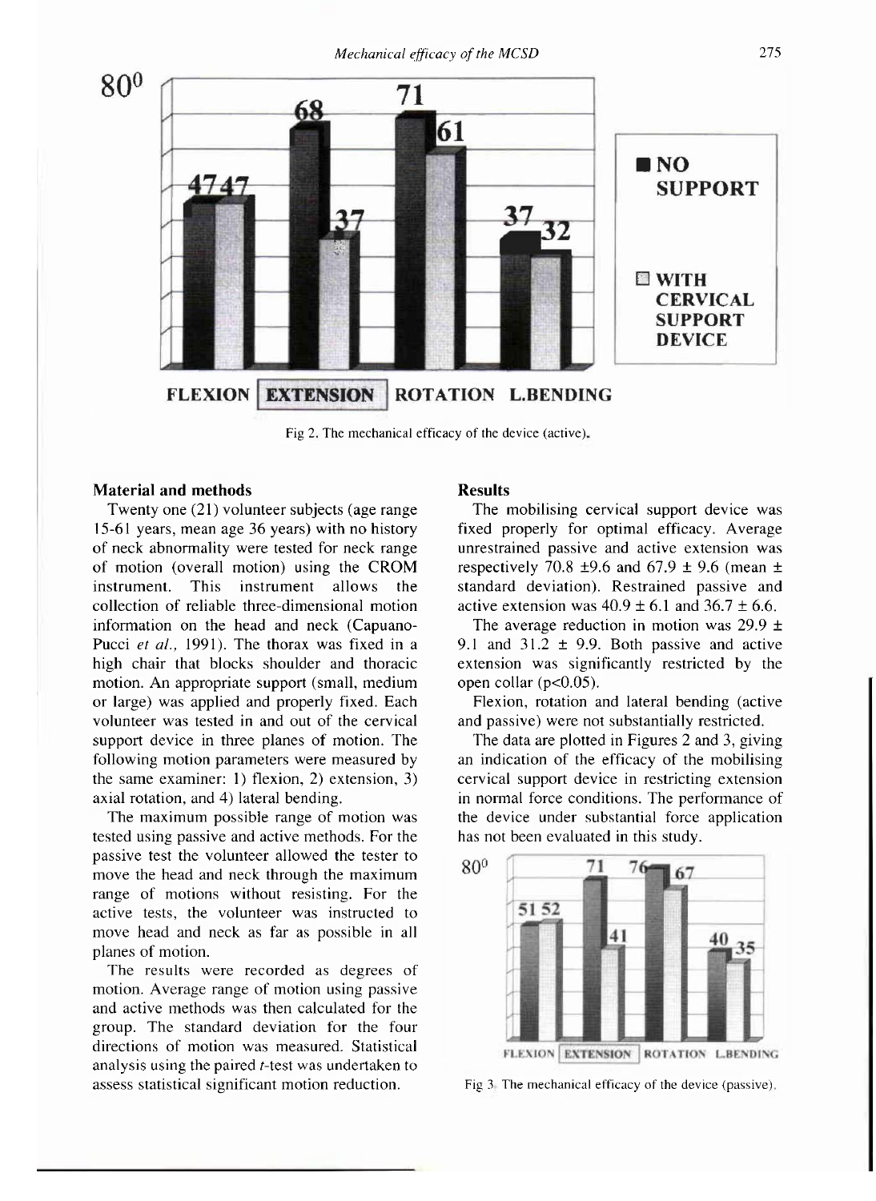Fig 2. The mechanical efficacy of the device (active).

## Material and methods

Twenty one (21) volunteer subjects (age range 15-61 years, mean age 36 years) with no history of neck abnormality were tested for neck range of motion (overall motion) using the CROM instrument. This instrument allows the collection of reliable three-dimensional motion information on the head and neck (Capuano-Pucci *et al.*, 1991). The thorax was fixed in a high chair that blocks shoulder and thoracic motion. An appropriate support (small, medium or large) was applied and properly fixed. Each volunteer was tested in and out of the cervical support device in three planes of motion. The following motion parameters were measured by the same examiner: 1) flexion, 2) extension, 3) axial rotation, and 4) lateral bending.

The maximum possible range of motion was tested using passive and active methods. For the passive test the volunteer allowed the tester to move the head and neck through the maximum range of motions without resisting. For the active tests, the volunteer was instructed to move head and neck as far as possible in all planes of motion.

The results were recorded as degrees of motion. Average range of motion using passive and active methods was then calculated for the group. The standard deviation for the four directions of motion was measured. Statistical analysis using the paired *t*-test was undertaken to assess statistical significant motion reduction.

## Results

The mobilising cervical support device was fixed properly for optimal efficacy. Average unrestrained passive and active extension was respectively 70.8 ±9.6 and 67.9 ± 9.6 (mean ± standard deviation). Restrained passive and active extension was 40.9 ± 6.1 and 36.7 ± 6.6.

The average reduction in motion was 29.9 ± 9.1 and 31.2 ± 9.9. Both passive and active extension was significantly restricted by the open collar ($p<0.05$).

Flexion, rotation and lateral bending (active and passive) were not substantially restricted.

The data are plotted in Figures 2 and 3, giving an indication of the efficacy of the mobilising cervical support device in restricting extension in normal force conditions. The performance of the device under substantial force application has not been evaluated in this study.

Fig 3. The mechanical efficacy of the device (passive).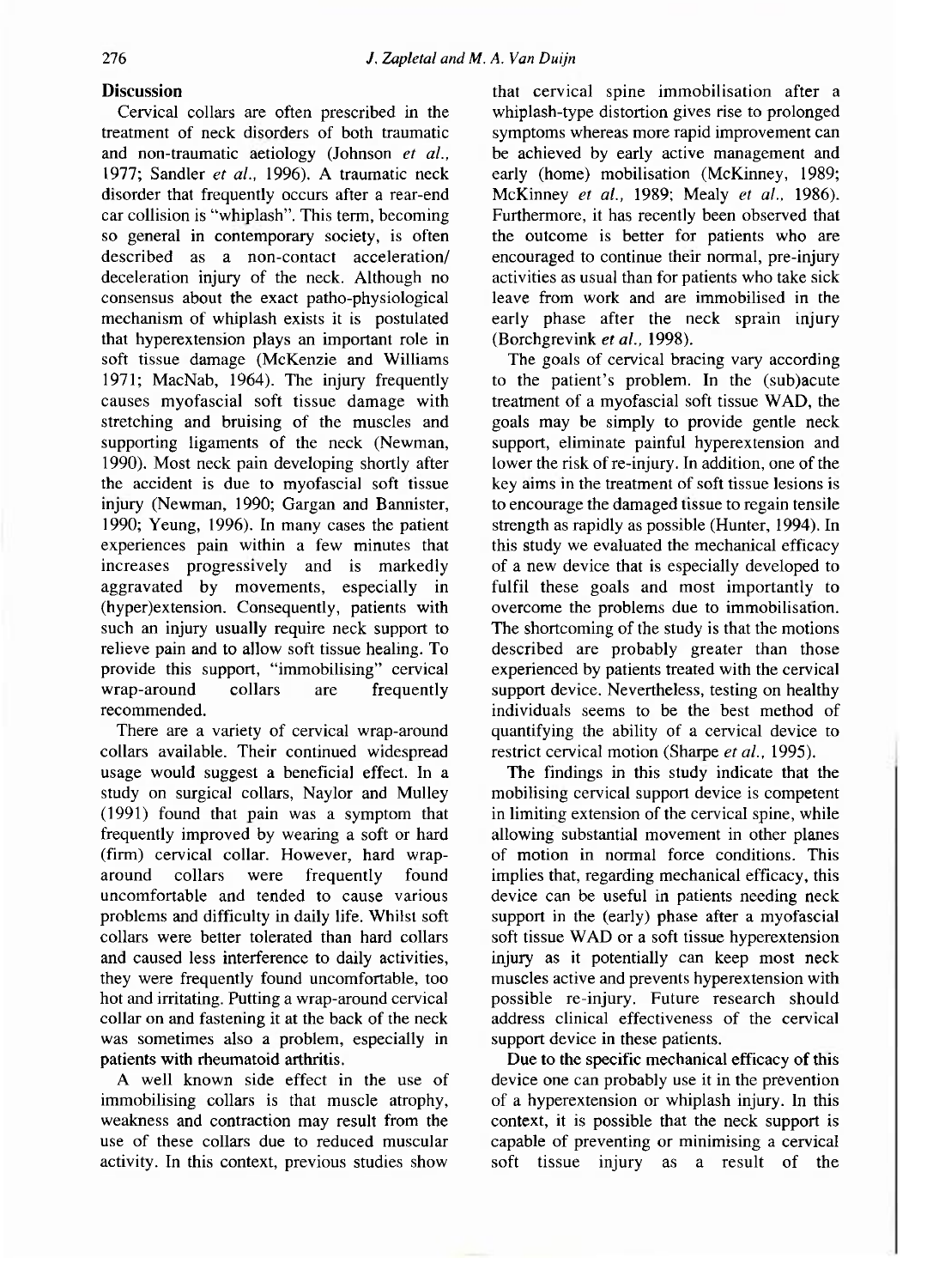## Discussion

Cervical collars are often prescribed in the treatment of neck disorders of both traumatic and non-traumatic aetiology (Johnson *et al.*, 1977; Sandler *et al.*, 1996). A traumatic neck disorder that frequently occurs after a rear-end car collision is "whiplash". This term, becoming so general in contemporary society, is often described as a non-contact acceleration/ deceleration injury of the neck. Although no consensus about the exact patho-physiological mechanism of whiplash exists it is postulated that hyperextension plays an important role in soft tissue damage (McKenzie and Williams 1971; MacNab, 1964). The injury frequently causes myofascial soft tissue damage with stretching and bruising of the muscles and supporting ligaments of the neck (Newman, 1990). Most neck pain developing shortly after the accident is due to myofascial soft tissue injury (Newman, 1990; Gargan and Bannister, 1990; Yeung, 1996). In many cases the patient experiences pain within a few minutes that increases progressively and is markedly aggravated by movements, especially in (hyper)extension. Consequently, patients with such an injury usually require neck support to relieve pain and to allow soft tissue healing. To provide this support, "immobilising" cervical wrap-around collars are frequently recommended.

There are a variety of cervical wrap-around collars available. Their continued widespread usage would suggest a beneficial effect. In a study on surgical collars, Naylor and Mulley (1991) found that pain was a symptom that frequently improved by wearing a soft or hard (firm) cervical collar. However, hard wrap-around collars were frequently found uncomfortable and tended to cause various problems and difficulty in daily life. Whilst soft collars were better tolerated than hard collars and caused less interference to daily activities, they were frequently found uncomfortable, too hot and irritating. Putting a wrap-around cervical collar on and fastening it at the back of the neck was sometimes also a problem, especially in patients with rheumatoid arthritis.

A well known side effect in the use of immobilising collars is that muscle atrophy, weakness and contraction may result from the use of these collars due to reduced muscular activity. In this context, previous studies show that cervical spine immobilisation after a whiplash-type distortion gives rise to prolonged symptoms whereas more rapid improvement can be achieved by early active management and early (home) mobilisation (McKinney, 1989; McKinney *et al.*, 1989; Mealy *et al.*, 1986). Furthermore, it has recently been observed that the outcome is better for patients who are encouraged to continue their normal, pre-injury activities as usual than for patients who take sick leave from work and are immobilised in the early phase after the neck sprain injury (Borchgrevink *et al.*, 1998).

The goals of cervical bracing vary according to the patient's problem. In the (sub)acute treatment of a myofascial soft tissue WAD, the goals may be simply to provide gentle neck support, eliminate painful hyperextension and lower the risk of re-injury. In addition, one of the key aims in the treatment of soft tissue lesions is to encourage the damaged tissue to regain tensile strength as rapidly as possible (Hunter, 1994). In this study we evaluated the mechanical efficacy of a new device that is especially developed to fulfil these goals and most importantly to overcome the problems due to immobilisation. The shortcoming of the study is that the motions described are probably greater than those experienced by patients treated with the cervical support device. Nevertheless, testing on healthy individuals seems to be the best method of quantifying the ability of a cervical device to restrict cervical motion (Sharpe *et al.*, 1995).

The findings in this study indicate that the mobilising cervical support device is competent in limiting extension of the cervical spine, while allowing substantial movement in other planes of motion in normal force conditions. This implies that, regarding mechanical efficacy, this device can be useful in patients needing neck support in the (early) phase after a myofascial soft tissue WAD or a soft tissue hyperextension injury as it potentially can keep most neck muscles active and prevents hyperextension with possible re-injury. Future research should address clinical effectiveness of the cervical support device in these patients.

Due to the specific mechanical efficacy of this device one can probably use it in the prevention of a hyperextension or whiplash injury. In this context, it is possible that the neck support is capable of preventing or minimising a cervical soft tissue injury as a result of the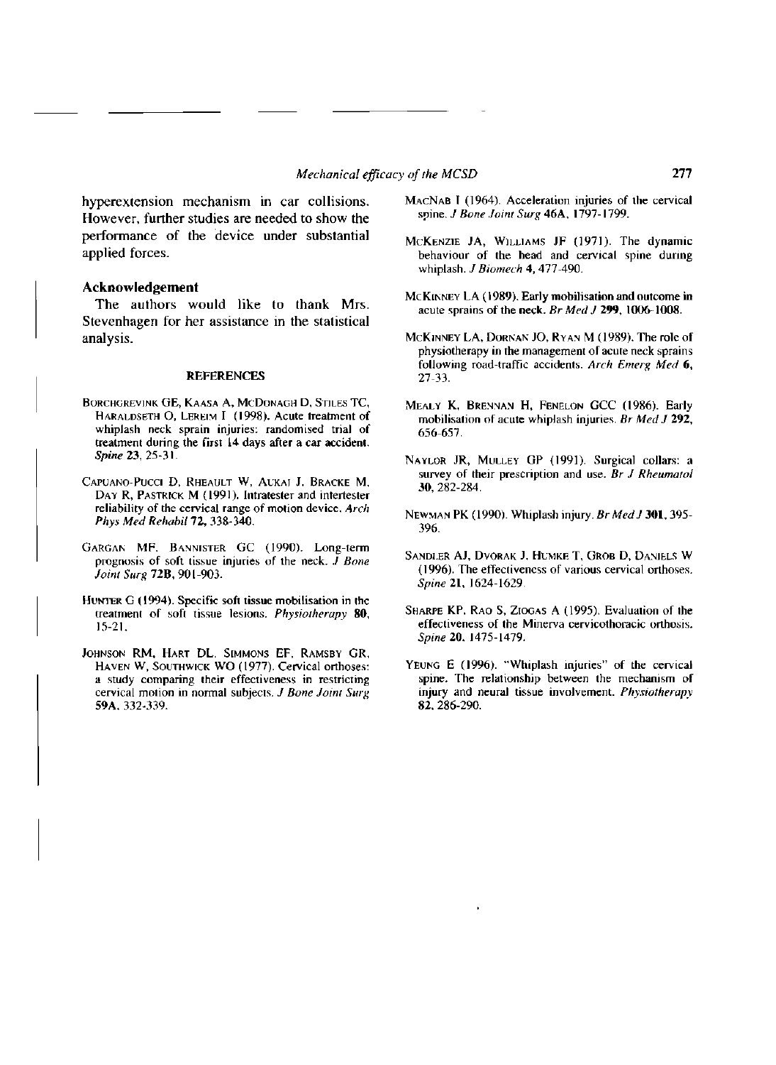hyperextension mechanism in car collisions. However, further studies are needed to show the performance of the device under substantial applied forces.

## Acknowledgement

The authors would like to thank Mrs. Stevenhagen for her assistance in the statistical analysis.

## REFERENCES

BORCHGREVINK GE, KAASA A, McDONAGH D, STILES TC, HARALDSETH O, LEREIM I (1998). Acute treatment of whiplash neck sprain injuries: randomised trial of treatment during the first 14 days after a car accident. *Spine* **23**, 25-31.

CAPUANO-PUCCI D, RHEAULT W, AUKAI J, BRACKE M, DAY R, PASTRICK M (1991). Intratester and intertester reliability of the cervical range of motion device. *Arch Phys Med Rehabil* **72**, 338-340.

GARGAN MF, BANNISTER GC (1990). Long-term prognosis of soft tissue injuries of the neck. *J Bone Joint Surg* **72B**, 901-903.

HUNTER G (1994). Specific soft tissue mobilisation in the treatment of soft tissue lesions. *Physiotherapy* **80**, 15-21.

JOHNSON RM, HART DL, SIMMONS EF, RAMSBY GR, HAVEN W, SOUTHWICK WO (1977). Cervical orthoses: a study comparing their effectiveness in restricting cervical motion in normal subjects. *J Bone Joint Surg* **59A**, 332-339.

MACNAB I (1964). Acceleration injuries of the cervical spine. *J Bone Joint Surg* **46A**, 1797-1799.

McKENZIE JA, WILLIAMS JF (1971). The dynamic behaviour of the head and cervical spine during whiplash. *J Biomech* **4**, 477-490.

McKINNEY LA (1989). Early mobilisation and outcome in acute sprains of the neck. *Br Med J* **299**, 1006-1008.

McKINNEY LA, DORNAN JO, RYAN M (1989). The role of physiotherapy in the management of acute neck sprains following road-traffic accidents. *Arch Emerg Med* **6**, 27-33.

MEALY K, BRENNAN H, FENELON GCC (1986). Early mobilisation of acute whiplash injuries. *Br Med J* **292**, 656-657.

NAYLOR JR, MULLEY GP (1991). Surgical collars: a survey of their prescription and use. *Br J Rheumatol* **30**, 282-284.

NEWMAN PK (1990). Whiplash injury. *Br Med J* **301**, 395-396.

SANDLER AJ, DVORAK J, HUMKE T, GROB D, DANIELS W (1996). The effectiveness of various cervical orthoses. *Spine* **21**, 1624-1629.

SHARPE KP, RAO S, ZIOGAS A (1995). Evaluation of the effectiveness of the Minerva cervicothoracic orthosis. *Spine* **20**, 1475-1479.

YEUNG E (1996). "Whiplash injuries" of the cervical spine. The relationship between the mechanism of injury and neural tissue involvement. *Physiotherapy* **82**, 286-290.